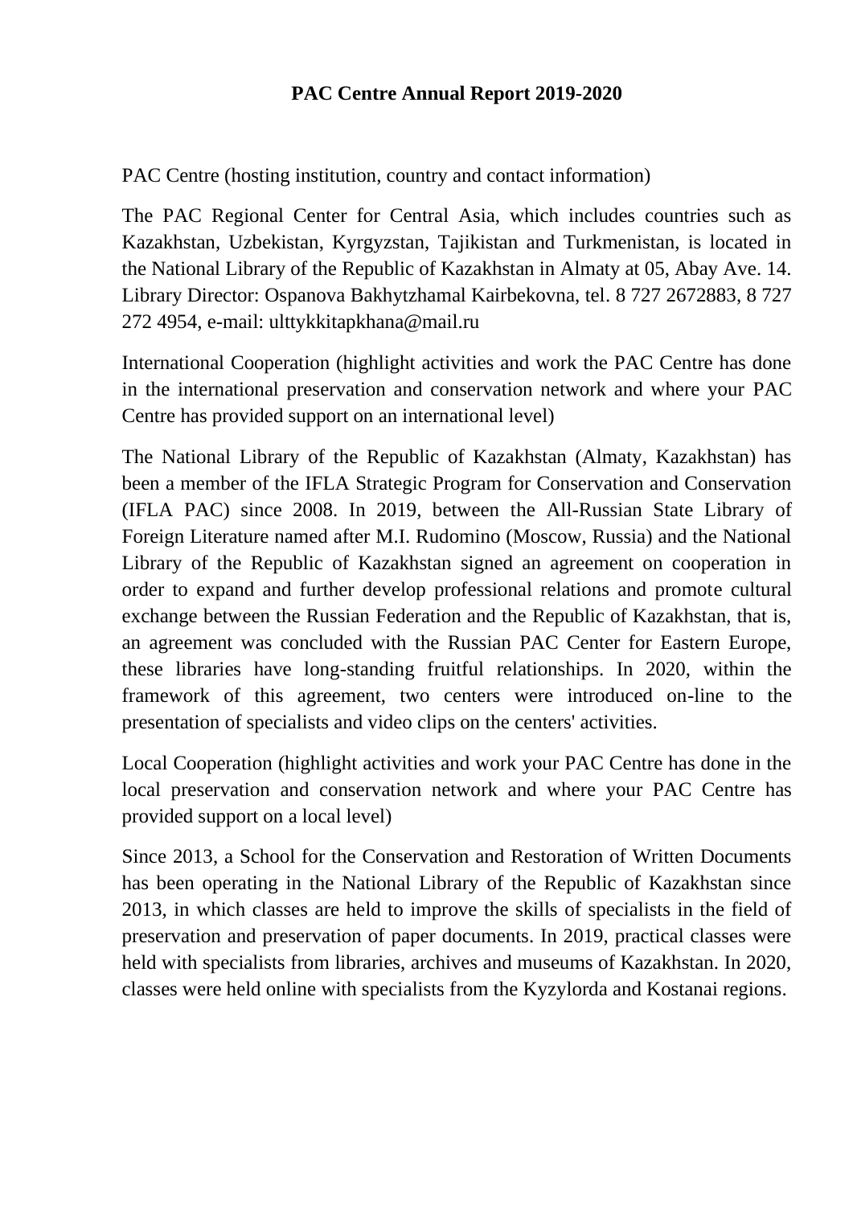# PAC Centre Annual Report 2019-2020

PAC Centre (hosting institution, country and contact information)

The PAC Regional Center for Central Asia, which includes countries such as Kazakhstan, Uzbekistan, Kyrgyzstan, Tajikistan and Turkmenistan, is located in the National Library of the Republic of Kazakhstan in Almaty at 05, Abay Ave. 14. Library Director: Ospanova Bakhytzhamal Kairbekovna, tel. 8 727 2672883, 8 727 272 4954, e-mail: ulttykkitapkhana@mail.ru

International Cooperation (highlight activities and work the PAC Centre has done in the international preservation and conservation network and where your PAC Centre has provided support on an international level)

The National Library of the Republic of Kazakhstan (Almaty, Kazakhstan) has been a member of the IFLA Strategic Program for Conservation and Conservation (IFLA PAC) since 2008. In 2019, between the All-Russian State Library of Foreign Literature named after M.I. Rudomino (Moscow, Russia) and the National Library of the Republic of Kazakhstan signed an agreement on cooperation in order to expand and further develop professional relations and promote cultural exchange between the Russian Federation and the Republic of Kazakhstan, that is, an agreement was concluded with the Russian PAC Center for Eastern Europe, these libraries have long-standing fruitful relationships. In 2020, within the framework of this agreement, two centers were introduced on-line to the presentation of specialists and video clips on the centers' activities.

Local Cooperation (highlight activities and work your PAC Centre has done in the local preservation and conservation network and where your PAC Centre has provided support on a local level)

Since 2013, a School for the Conservation and Restoration of Written Documents has been operating in the National Library of the Republic of Kazakhstan since 2013, in which classes are held to improve the skills of specialists in the field of preservation and preservation of paper documents. In 2019, practical classes were held with specialists from libraries, archives and museums of Kazakhstan. In 2020, classes were held online with specialists from the Kyzylorda and Kostanai regions.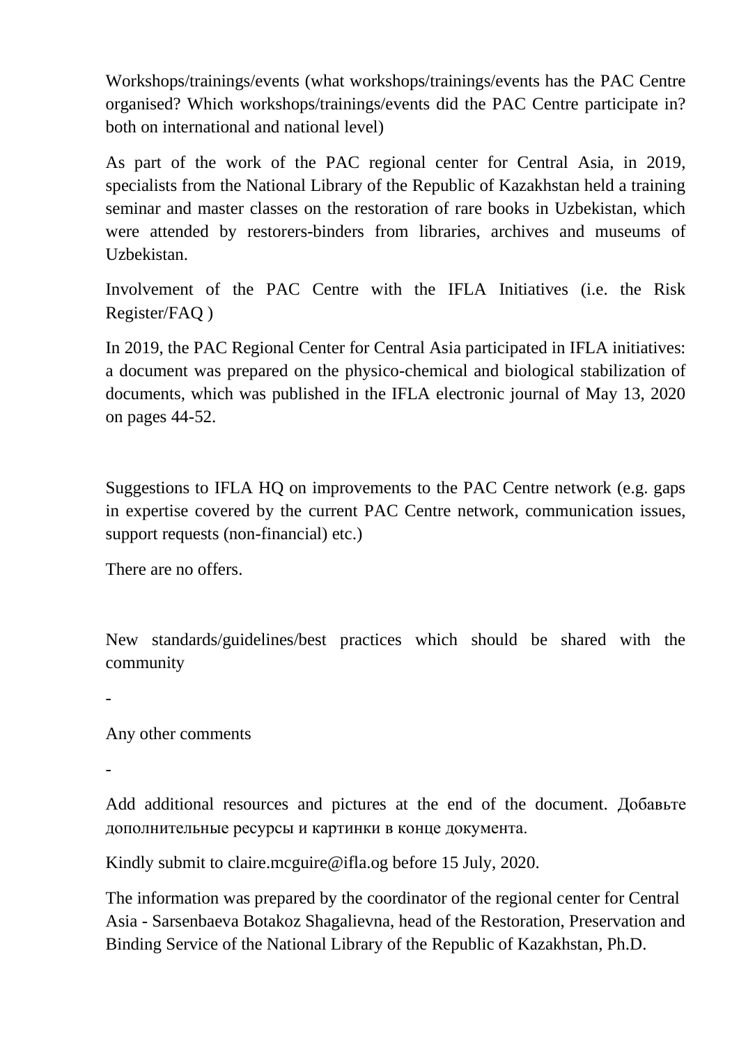Workshops/trainings/events (what workshops/trainings/events has the PAC Centre organised? Which workshops/trainings/events did the PAC Centre participate in? both on international and national level)

As part of the work of the PAC regional center for Central Asia, in 2019, specialists from the National Library of the Republic of Kazakhstan held a training seminar and master classes on the restoration of rare books in Uzbekistan, which were attended by restorers-binders from libraries, archives and museums of Uzbekistan.

Involvement of the PAC Centre with the IFLA Initiatives (i.e. the Risk Register/FAQ )

In 2019, the PAC Regional Center for Central Asia participated in IFLA initiatives: a document was prepared on the physico-chemical and biological stabilization of documents, which was published in the IFLA electronic journal of May 13, 2020 on pages 44-52.

Suggestions to IFLA HQ on improvements to the PAC Centre network (e.g. gaps in expertise covered by the current PAC Centre network, communication issues, support requests (non-financial) etc.)

There are no offers.

New standards/guidelines/best practices which should be shared with the community

-

Any other comments

-

Add additional resources and pictures at the end of the document. Добавьте дополнительные ресурсы и картинки в конце документа.

Kindly submit to claire.mcguire@ifla.og before 15 July, 2020.

The information was prepared by the coordinator of the regional center for Central Asia - Sarsenbaeva Botakoz Shagalievna, head of the Restoration, Preservation and Binding Service of the National Library of the Republic of Kazakhstan, Ph.D.